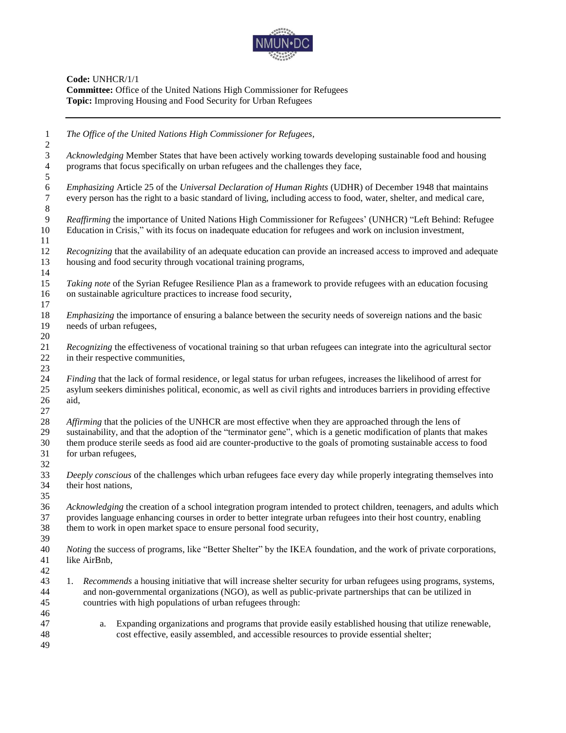**Code:** UNHCR/1/1
**Committee:** Office of the United Nations High Commissioner for Refugees
**Topic:** Improving Housing and Food Security for Urban Refugees

---

*The Office of the United Nations High Commissioner for Refugees,*

*Acknowledging* Member States that have been actively working towards developing sustainable food and housing programs that focus specifically on urban refugees and the challenges they face,

*Emphasizing* Article 25 of the *Universal Declaration of Human Rights* (UDHR) of December 1948 that maintains every person has the right to a basic standard of living, including access to food, water, shelter, and medical care,

*Reaffirming* the importance of United Nations High Commissioner for Refugees' (UNHCR) "Left Behind: Refugee Education in Crisis," with its focus on inadequate education for refugees and work on inclusion investment,

*Recognizing* that the availability of an adequate education can provide an increased access to improved and adequate housing and food security through vocational training programs,

*Taking note* of the Syrian Refugee Resilience Plan as a framework to provide refugees with an education focusing on sustainable agriculture practices to increase food security,

*Emphasizing* the importance of ensuring a balance between the security needs of sovereign nations and the basic needs of urban refugees,

*Recognizing* the effectiveness of vocational training so that urban refugees can integrate into the agricultural sector in their respective communities,

*Finding* that the lack of formal residence, or legal status for urban refugees, increases the likelihood of arrest for asylum seekers diminishes political, economic, as well as civil rights and introduces barriers in providing effective aid,

*Affirming* that the policies of the UNHCR are most effective when they are approached through the lens of sustainability, and that the adoption of the "terminator gene", which is a genetic modification of plants that makes them produce sterile seeds as food aid are counter-productive to the goals of promoting sustainable access to food for urban refugees,

*Deeply conscious* of the challenges which urban refugees face every day while properly integrating themselves into their host nations,

*Acknowledging* the creation of a school integration program intended to protect children, teenagers, and adults which provides language enhancing courses in order to better integrate urban refugees into their host country, enabling them to work in open market space to ensure personal food security,

*Noting* the success of programs, like "Better Shelter" by the IKEA foundation, and the work of private corporations, like AirBnb,

1. *Recommends* a housing initiative that will increase shelter security for urban refugees using programs, systems, and non-governmental organizations (NGO), as well as public-private partnerships that can be utilized in countries with high populations of urban refugees through:

    a. Expanding organizations and programs that provide easily established housing that utilize renewable, cost effective, easily assembled, and accessible resources to provide essential shelter;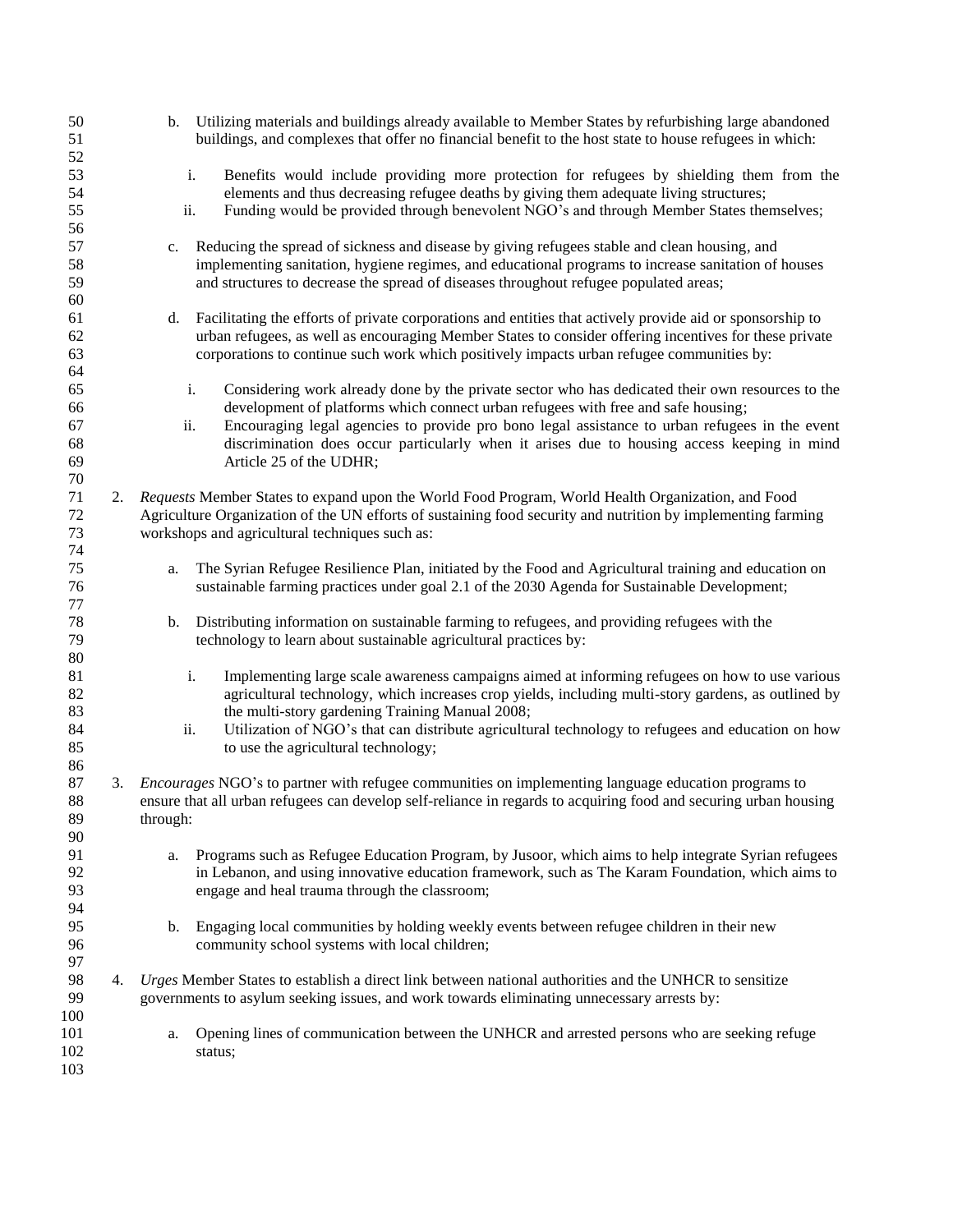b. Utilizing materials and buildings already available to Member States by refurbishing large abandoned buildings, and complexes that offer no financial benefit to the host state to house refugees in which:

   i. Benefits would include providing more protection for refugees by shielding them from the elements and thus decreasing refugee deaths by giving them adequate living structures;
   ii. Funding would be provided through benevolent NGO's and through Member States themselves;

c. Reducing the spread of sickness and disease by giving refugees stable and clean housing, and implementing sanitation, hygiene regimes, and educational programs to increase sanitation of houses and structures to decrease the spread of diseases throughout refugee populated areas;

d. Facilitating the efforts of private corporations and entities that actively provide aid or sponsorship to urban refugees, as well as encouraging Member States to consider offering incentives for these private corporations to continue such work which positively impacts urban refugee communities by:

   i. Considering work already done by the private sector who has dedicated their own resources to the development of platforms which connect urban refugees with free and safe housing;
   ii. Encouraging legal agencies to provide pro bono legal assistance to urban refugees in the event discrimination does occur particularly when it arises due to housing access keeping in mind Article 25 of the UDHR;

2. *Requests* Member States to expand upon the World Food Program, World Health Organization, and Food Agriculture Organization of the UN efforts of sustaining food security and nutrition by implementing farming workshops and agricultural techniques such as:

   a. The Syrian Refugee Resilience Plan, initiated by the Food and Agricultural training and education on sustainable farming practices under goal 2.1 of the 2030 Agenda for Sustainable Development;

   b. Distributing information on sustainable farming to refugees, and providing refugees with the technology to learn about sustainable agricultural practices by:

      i. Implementing large scale awareness campaigns aimed at informing refugees on how to use various agricultural technology, which increases crop yields, including multi-story gardens, as outlined by the multi-story gardening Training Manual 2008;
      ii. Utilization of NGO's that can distribute agricultural technology to refugees and education on how to use the agricultural technology;

3. *Encourages* NGO's to partner with refugee communities on implementing language education programs to ensure that all urban refugees can develop self-reliance in regards to acquiring food and securing urban housing through:

   a. Programs such as Refugee Education Program, by Jusoor, which aims to help integrate Syrian refugees in Lebanon, and using innovative education framework, such as The Karam Foundation, which aims to engage and heal trauma through the classroom;

   b. Engaging local communities by holding weekly events between refugee children in their new community school systems with local children;

4. *Urges* Member States to establish a direct link between national authorities and the UNHCR to sensitize governments to asylum seeking issues, and work towards eliminating unnecessary arrests by:

   a. Opening lines of communication between the UNHCR and arrested persons who are seeking refuge status;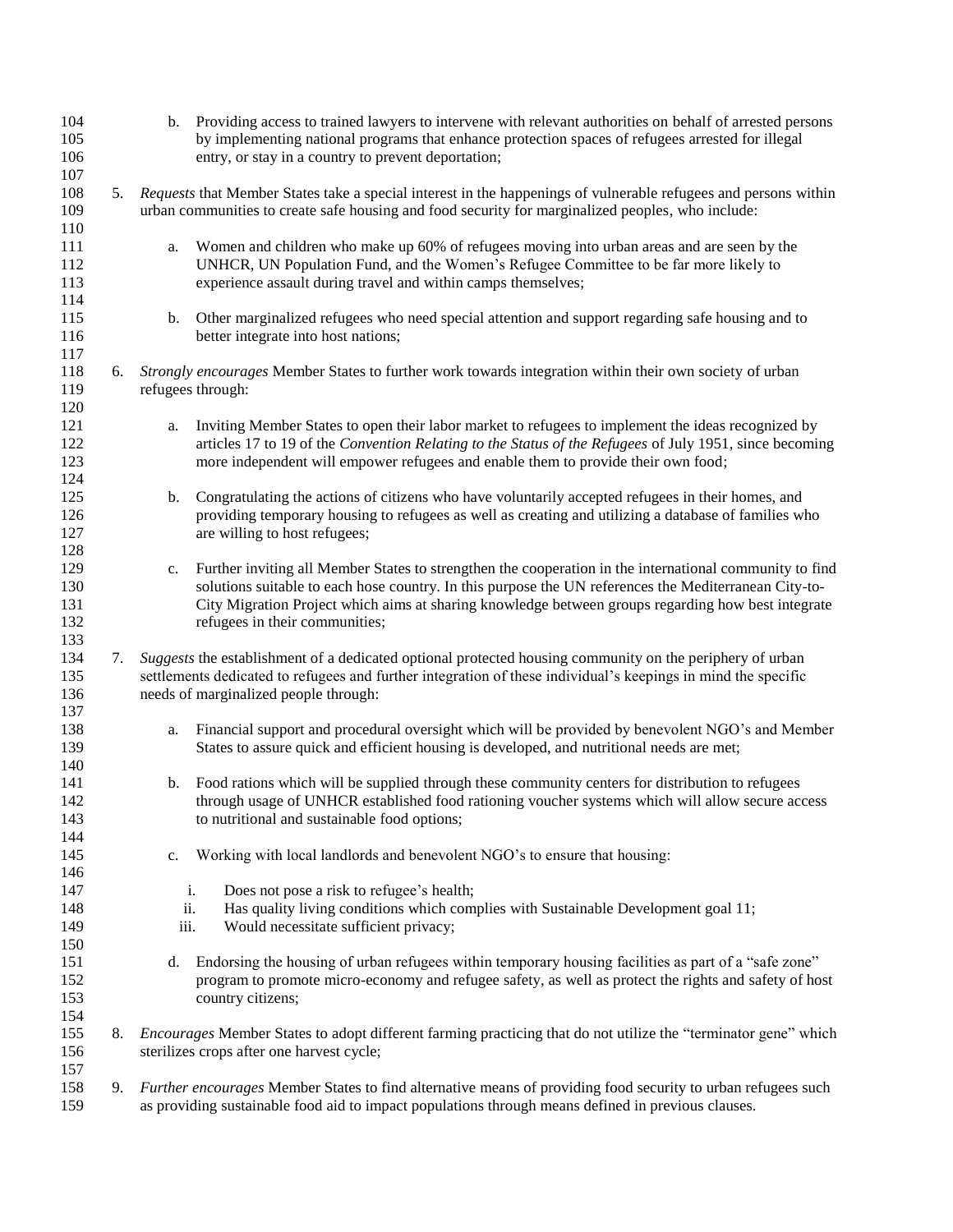b. Providing access to trained lawyers to intervene with relevant authorities on behalf of arrested persons by implementing national programs that enhance protection spaces of refugees arrested for illegal entry, or stay in a country to prevent deportation;

5. *Requests* that Member States take a special interest in the happenings of vulnerable refugees and persons within urban communities to create safe housing and food security for marginalized peoples, who include:

   a. Women and children who make up 60% of refugees moving into urban areas and are seen by the UNHCR, UN Population Fund, and the Women's Refugee Committee to be far more likely to experience assault during travel and within camps themselves;

   b. Other marginalized refugees who need special attention and support regarding safe housing and to better integrate into host nations;

6. *Strongly encourages* Member States to further work towards integration within their own society of urban refugees through:

   a. Inviting Member States to open their labor market to refugees to implement the ideas recognized by articles 17 to 19 of the *Convention Relating to the Status of the Refugees* of July 1951, since becoming more independent will empower refugees and enable them to provide their own food;

   b. Congratulating the actions of citizens who have voluntarily accepted refugees in their homes, and providing temporary housing to refugees as well as creating and utilizing a database of families who are willing to host refugees;

   c. Further inviting all Member States to strengthen the cooperation in the international community to find solutions suitable to each hose country. In this purpose the UN references the Mediterranean City-to-City Migration Project which aims at sharing knowledge between groups regarding how best integrate refugees in their communities;

7. *Suggests* the establishment of a dedicated optional protected housing community on the periphery of urban settlements dedicated to refugees and further integration of these individual's keepings in mind the specific needs of marginalized people through:

   a. Financial support and procedural oversight which will be provided by benevolent NGO's and Member States to assure quick and efficient housing is developed, and nutritional needs are met;

   b. Food rations which will be supplied through these community centers for distribution to refugees through usage of UNHCR established food rationing voucher systems which will allow secure access to nutritional and sustainable food options;

   c. Working with local landlords and benevolent NGO's to ensure that housing:

      i. Does not pose a risk to refugee's health;
      ii. Has quality living conditions which complies with Sustainable Development goal 11;
      iii. Would necessitate sufficient privacy;

   d. Endorsing the housing of urban refugees within temporary housing facilities as part of a "safe zone" program to promote micro-economy and refugee safety, as well as protect the rights and safety of host country citizens;

8. *Encourages* Member States to adopt different farming practicing that do not utilize the "terminator gene" which sterilizes crops after one harvest cycle;

9. *Further encourages* Member States to find alternative means of providing food security to urban refugees such as providing sustainable food aid to impact populations through means defined in previous clauses.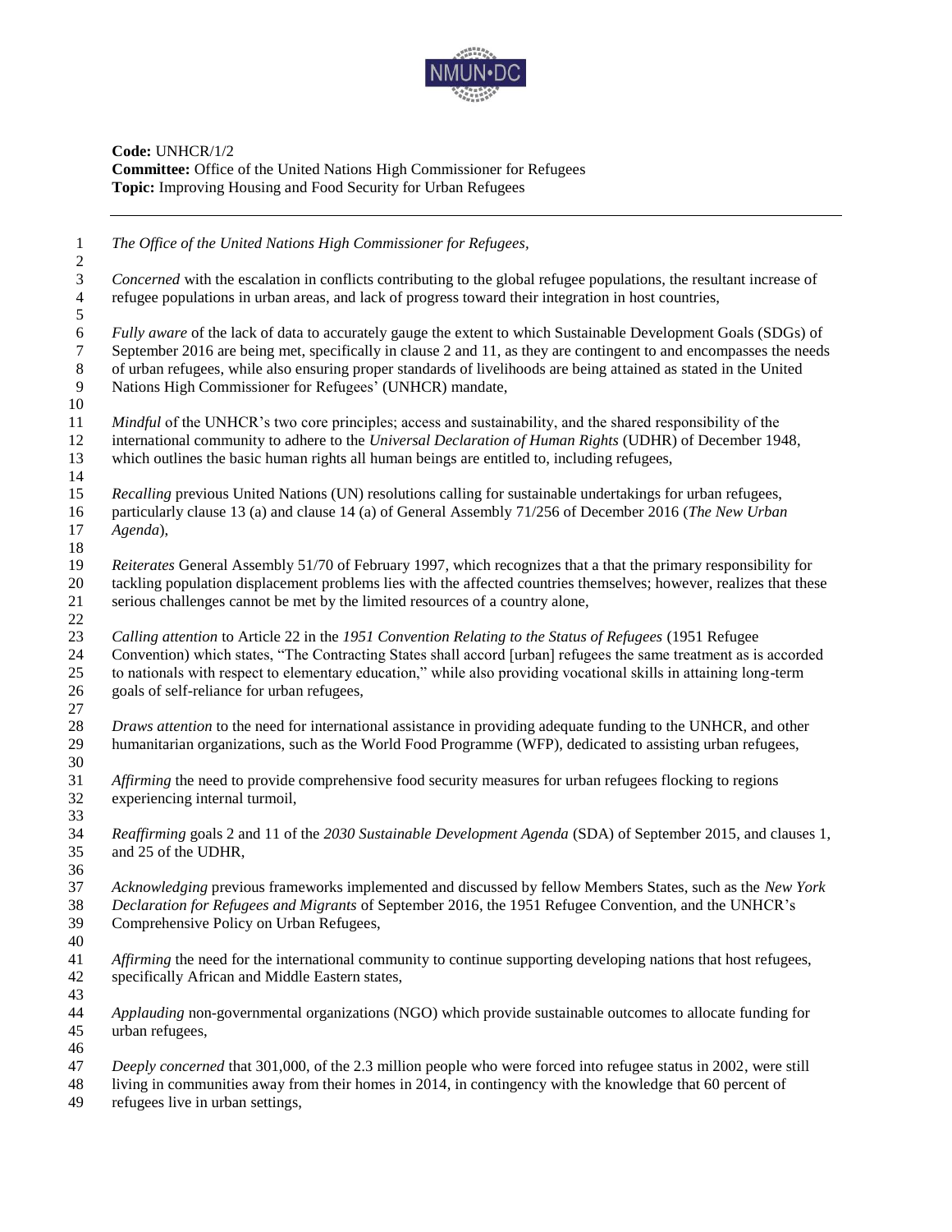**Code:** UNHCR/1/2
**Committee:** Office of the United Nations High Commissioner for Refugees
**Topic:** Improving Housing and Food Security for Urban Refugees

---

*The Office of the United Nations High Commissioner for Refugees,*

*Concerned* with the escalation in conflicts contributing to the global refugee populations, the resultant increase of refugee populations in urban areas, and lack of progress toward their integration in host countries,

*Fully aware* of the lack of data to accurately gauge the extent to which Sustainable Development Goals (SDGs) of September 2016 are being met, specifically in clause 2 and 11, as they are contingent to and encompasses the needs of urban refugees, while also ensuring proper standards of livelihoods are being attained as stated in the United Nations High Commissioner for Refugees' (UNHCR) mandate,

*Mindful* of the UNHCR's two core principles; access and sustainability, and the shared responsibility of the international community to adhere to the *Universal Declaration of Human Rights* (UDHR) of December 1948, which outlines the basic human rights all human beings are entitled to, including refugees,

*Recalling* previous United Nations (UN) resolutions calling for sustainable undertakings for urban refugees, particularly clause 13 (a) and clause 14 (a) of General Assembly 71/256 of December 2016 (*The New Urban Agenda*),

*Reiterates* General Assembly 51/70 of February 1997, which recognizes that a that the primary responsibility for tackling population displacement problems lies with the affected countries themselves; however, realizes that these serious challenges cannot be met by the limited resources of a country alone,

*Calling attention* to Article 22 in the *1951 Convention Relating to the Status of Refugees* (1951 Refugee Convention) which states, "The Contracting States shall accord [urban] refugees the same treatment as is accorded to nationals with respect to elementary education," while also providing vocational skills in attaining long-term goals of self-reliance for urban refugees,

*Draws attention* to the need for international assistance in providing adequate funding to the UNHCR, and other humanitarian organizations, such as the World Food Programme (WFP), dedicated to assisting urban refugees,

*Affirming* the need to provide comprehensive food security measures for urban refugees flocking to regions experiencing internal turmoil,

*Reaffirming* goals 2 and 11 of the *2030 Sustainable Development Agenda* (SDA) of September 2015, and clauses 1, and 25 of the UDHR,

*Acknowledging* previous frameworks implemented and discussed by fellow Members States, such as the *New York Declaration for Refugees and Migrants* of September 2016, the 1951 Refugee Convention, and the UNHCR's Comprehensive Policy on Urban Refugees,

*Affirming* the need for the international community to continue supporting developing nations that host refugees, specifically African and Middle Eastern states,

*Applauding* non-governmental organizations (NGO) which provide sustainable outcomes to allocate funding for urban refugees,

*Deeply concerned* that 301,000, of the 2.3 million people who were forced into refugee status in 2002, were still living in communities away from their homes in 2014, in contingency with the knowledge that 60 percent of refugees live in urban settings,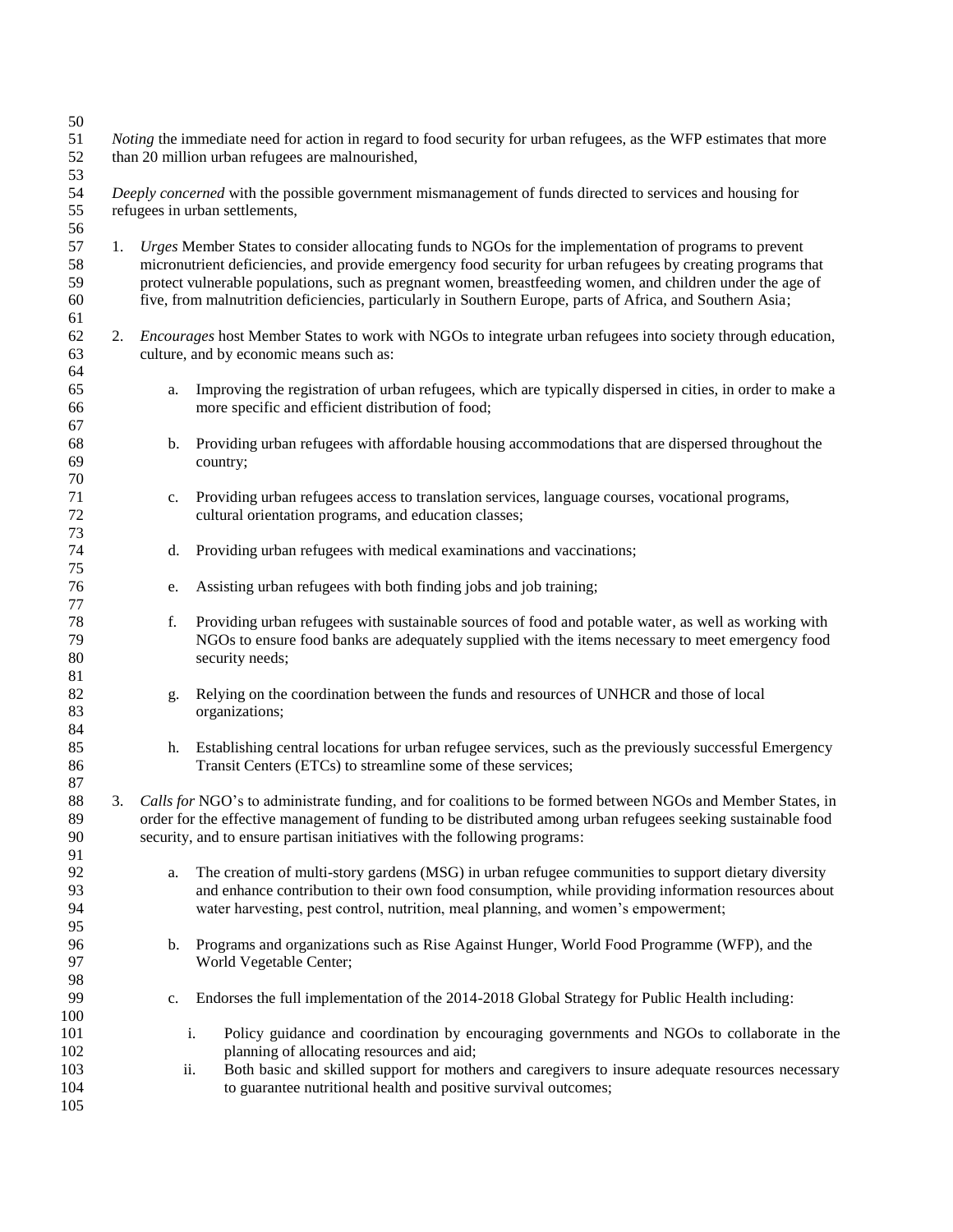*Noting* the immediate need for action in regard to food security for urban refugees, as the WFP estimates that more than 20 million urban refugees are malnourished,

*Deeply concerned* with the possible government mismanagement of funds directed to services and housing for refugees in urban settlements,

1. *Urges* Member States to consider allocating funds to NGOs for the implementation of programs to prevent micronutrient deficiencies, and provide emergency food security for urban refugees by creating programs that protect vulnerable populations, such as pregnant women, breastfeeding women, and children under the age of five, from malnutrition deficiencies, particularly in Southern Europe, parts of Africa, and Southern Asia;

2. *Encourages* host Member States to work with NGOs to integrate urban refugees into society through education, culture, and by economic means such as:

    a. Improving the registration of urban refugees, which are typically dispersed in cities, in order to make a more specific and efficient distribution of food;

    b. Providing urban refugees with affordable housing accommodations that are dispersed throughout the country;

    c. Providing urban refugees access to translation services, language courses, vocational programs, cultural orientation programs, and education classes;

    d. Providing urban refugees with medical examinations and vaccinations;

    e. Assisting urban refugees with both finding jobs and job training;

    f. Providing urban refugees with sustainable sources of food and potable water, as well as working with NGOs to ensure food banks are adequately supplied with the items necessary to meet emergency food security needs;

    g. Relying on the coordination between the funds and resources of UNHCR and those of local organizations;

    h. Establishing central locations for urban refugee services, such as the previously successful Emergency Transit Centers (ETCs) to streamline some of these services;

3. *Calls for* NGO's to administrate funding, and for coalitions to be formed between NGOs and Member States, in order for the effective management of funding to be distributed among urban refugees seeking sustainable food security, and to ensure partisan initiatives with the following programs:

    a. The creation of multi-story gardens (MSG) in urban refugee communities to support dietary diversity and enhance contribution to their own food consumption, while providing information resources about water harvesting, pest control, nutrition, meal planning, and women's empowerment;

    b. Programs and organizations such as Rise Against Hunger, World Food Programme (WFP), and the World Vegetable Center;

    c. Endorses the full implementation of the 2014-2018 Global Strategy for Public Health including:

        i. Policy guidance and coordination by encouraging governments and NGOs to collaborate in the planning of allocating resources and aid;
        ii. Both basic and skilled support for mothers and caregivers to insure adequate resources necessary to guarantee nutritional health and positive survival outcomes;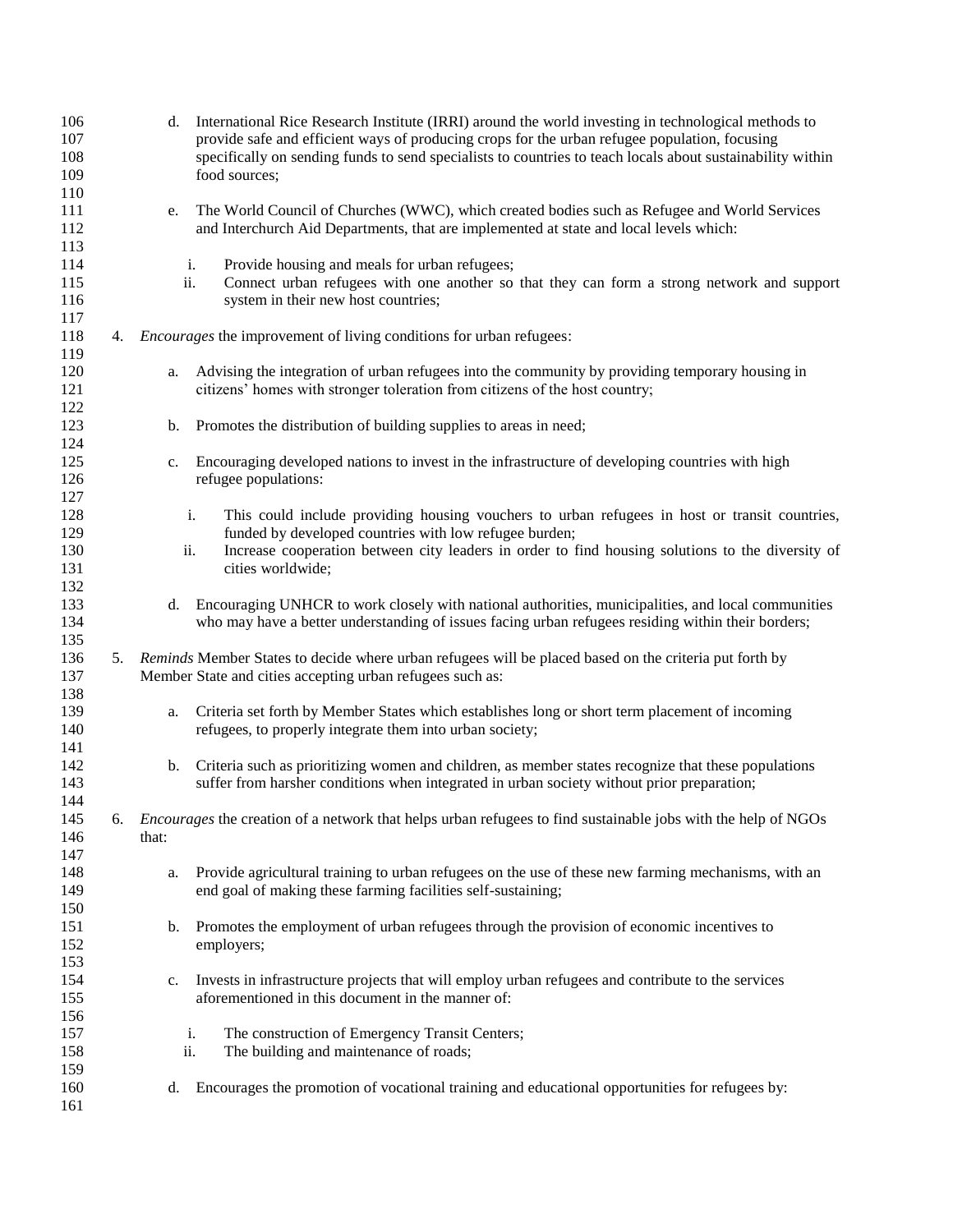d. International Rice Research Institute (IRRI) around the world investing in technological methods to provide safe and efficient ways of producing crops for the urban refugee population, focusing specifically on sending funds to send specialists to countries to teach locals about sustainability within food sources;

e. The World Council of Churches (WWC), which created bodies such as Refugee and World Services and Interchurch Aid Departments, that are implemented at state and local levels which:

   i. Provide housing and meals for urban refugees;
   ii. Connect urban refugees with one another so that they can form a strong network and support system in their new host countries;

4. *Encourages* the improvement of living conditions for urban refugees:

   a. Advising the integration of urban refugees into the community by providing temporary housing in citizens' homes with stronger toleration from citizens of the host country;

   b. Promotes the distribution of building supplies to areas in need;

   c. Encouraging developed nations to invest in the infrastructure of developing countries with high refugee populations:

      i. This could include providing housing vouchers to urban refugees in host or transit countries, funded by developed countries with low refugee burden;
      ii. Increase cooperation between city leaders in order to find housing solutions to the diversity of cities worldwide;

   d. Encouraging UNHCR to work closely with national authorities, municipalities, and local communities who may have a better understanding of issues facing urban refugees residing within their borders;

5. *Reminds* Member States to decide where urban refugees will be placed based on the criteria put forth by Member State and cities accepting urban refugees such as:

   a. Criteria set forth by Member States which establishes long or short term placement of incoming refugees, to properly integrate them into urban society;

   b. Criteria such as prioritizing women and children, as member states recognize that these populations suffer from harsher conditions when integrated in urban society without prior preparation;

6. *Encourages* the creation of a network that helps urban refugees to find sustainable jobs with the help of NGOs that:

   a. Provide agricultural training to urban refugees on the use of these new farming mechanisms, with an end goal of making these farming facilities self-sustaining;

   b. Promotes the employment of urban refugees through the provision of economic incentives to employers;

   c. Invests in infrastructure projects that will employ urban refugees and contribute to the services aforementioned in this document in the manner of:

      i. The construction of Emergency Transit Centers;
      ii. The building and maintenance of roads;

   d. Encourages the promotion of vocational training and educational opportunities for refugees by: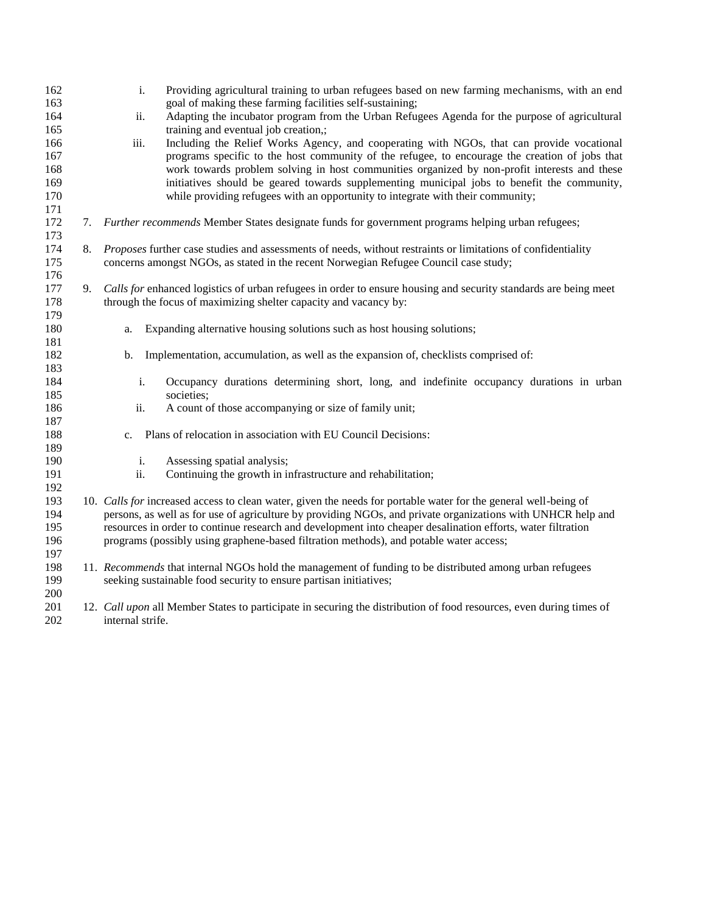i. Providing agricultural training to urban refugees based on new farming mechanisms, with an end goal of making these farming facilities self-sustaining;
ii. Adapting the incubator program from the Urban Refugees Agenda for the purpose of agricultural training and eventual job creation,;
iii. Including the Relief Works Agency, and cooperating with NGOs, that can provide vocational programs specific to the host community of the refugee, to encourage the creation of jobs that work towards problem solving in host communities organized by non-profit interests and these initiatives should be geared towards supplementing municipal jobs to benefit the community, while providing refugees with an opportunity to integrate with their community;

7. *Further recommends* Member States designate funds for government programs helping urban refugees;

8. *Proposes* further case studies and assessments of needs, without restraints or limitations of confidentiality concerns amongst NGOs, as stated in the recent Norwegian Refugee Council case study;

9. *Calls for* enhanced logistics of urban refugees in order to ensure housing and security standards are being meet through the focus of maximizing shelter capacity and vacancy by:

    a. Expanding alternative housing solutions such as host housing solutions;

    b. Implementation, accumulation, as well as the expansion of, checklists comprised of:

        i. Occupancy durations determining short, long, and indefinite occupancy durations in urban societies;
        ii. A count of those accompanying or size of family unit;

    c. Plans of relocation in association with EU Council Decisions:

        i. Assessing spatial analysis;
        ii. Continuing the growth in infrastructure and rehabilitation;

10. *Calls for* increased access to clean water, given the needs for portable water for the general well-being of persons, as well as for use of agriculture by providing NGOs, and private organizations with UNHCR help and resources in order to continue research and development into cheaper desalination efforts, water filtration programs (possibly using graphene-based filtration methods), and potable water access;

11. *Recommends* that internal NGOs hold the management of funding to be distributed among urban refugees seeking sustainable food security to ensure partisan initiatives;

12. *Call upon* all Member States to participate in securing the distribution of food resources, even during times of internal strife.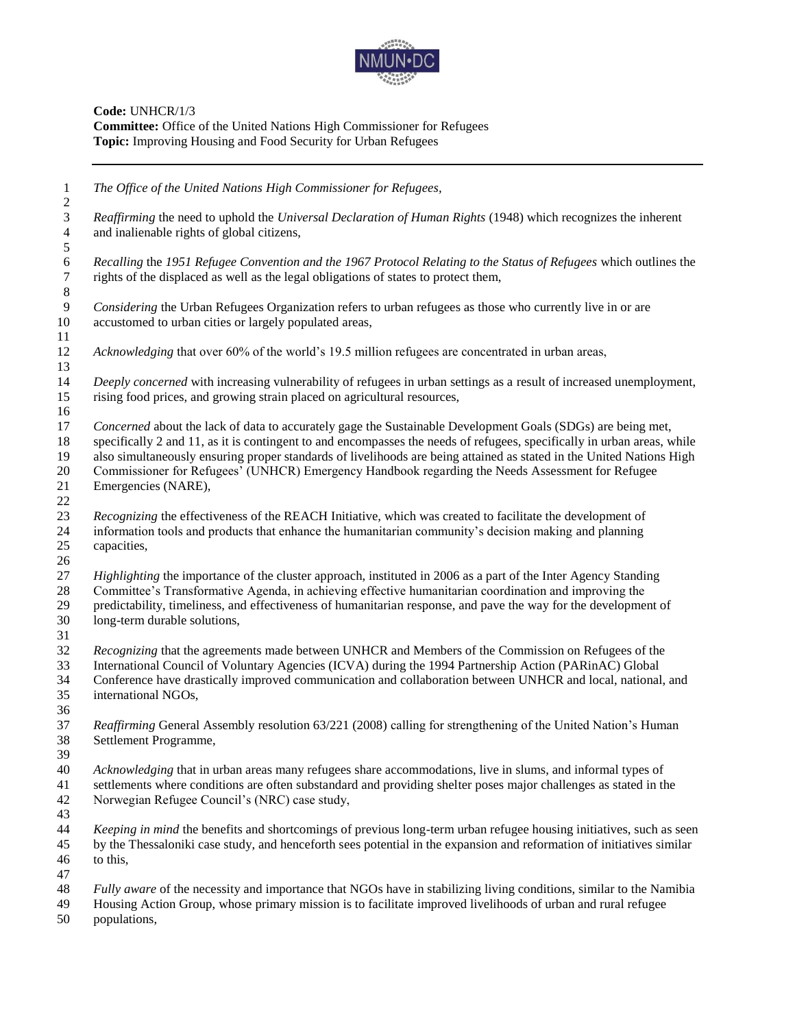**Code:** UNHCR/1/3
**Committee:** Office of the United Nations High Commissioner for Refugees
**Topic:** Improving Housing and Food Security for Urban Refugees

---

*The Office of the United Nations High Commissioner for Refugees,*

*Reaffirming* the need to uphold the *Universal Declaration of Human Rights* (1948) which recognizes the inherent and inalienable rights of global citizens,

*Recalling* the *1951 Refugee Convention and the 1967 Protocol Relating to the Status of Refugees* which outlines the rights of the displaced as well as the legal obligations of states to protect them,

*Considering* the Urban Refugees Organization refers to urban refugees as those who currently live in or are accustomed to urban cities or largely populated areas,

*Acknowledging* that over 60% of the world's 19.5 million refugees are concentrated in urban areas,

*Deeply concerned* with increasing vulnerability of refugees in urban settings as a result of increased unemployment, rising food prices, and growing strain placed on agricultural resources,

*Concerned* about the lack of data to accurately gage the Sustainable Development Goals (SDGs) are being met, specifically 2 and 11, as it is contingent to and encompasses the needs of refugees, specifically in urban areas, while also simultaneously ensuring proper standards of livelihoods are being attained as stated in the United Nations High Commissioner for Refugees' (UNHCR) Emergency Handbook regarding the Needs Assessment for Refugee Emergencies (NARE),

*Recognizing* the effectiveness of the REACH Initiative, which was created to facilitate the development of information tools and products that enhance the humanitarian community's decision making and planning capacities,

*Highlighting* the importance of the cluster approach, instituted in 2006 as a part of the Inter Agency Standing Committee's Transformative Agenda, in achieving effective humanitarian coordination and improving the predictability, timeliness, and effectiveness of humanitarian response, and pave the way for the development of long-term durable solutions,

*Recognizing* that the agreements made between UNHCR and Members of the Commission on Refugees of the International Council of Voluntary Agencies (ICVA) during the 1994 Partnership Action (PARinAC) Global Conference have drastically improved communication and collaboration between UNHCR and local, national, and international NGOs,

*Reaffirming* General Assembly resolution 63/221 (2008) calling for strengthening of the United Nation's Human Settlement Programme,

*Acknowledging* that in urban areas many refugees share accommodations, live in slums, and informal types of settlements where conditions are often substandard and providing shelter poses major challenges as stated in the Norwegian Refugee Council's (NRC) case study,

*Keeping in mind* the benefits and shortcomings of previous long-term urban refugee housing initiatives, such as seen by the Thessaloniki case study, and henceforth sees potential in the expansion and reformation of initiatives similar to this,

*Fully aware* of the necessity and importance that NGOs have in stabilizing living conditions, similar to the Namibia Housing Action Group, whose primary mission is to facilitate improved livelihoods of urban and rural refugee populations,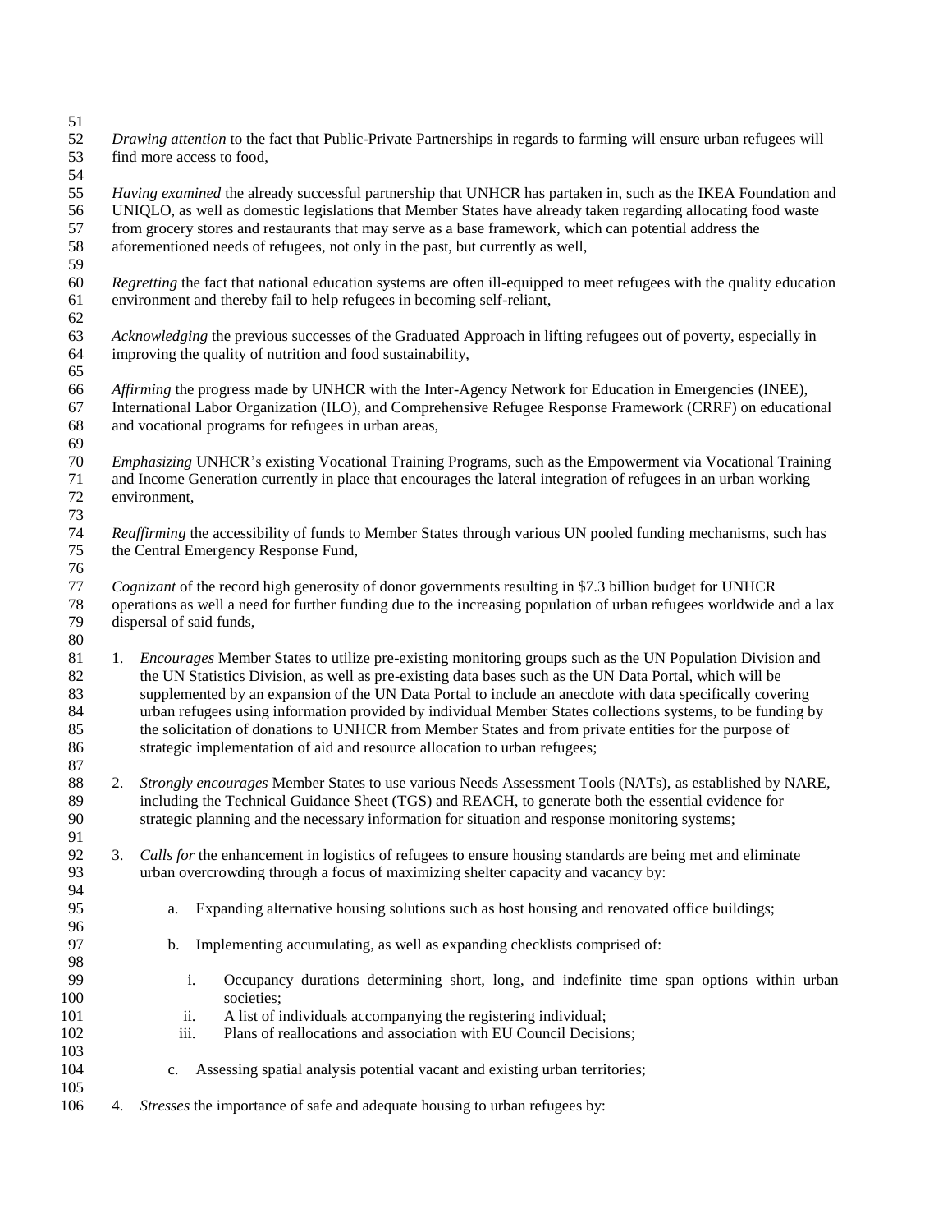*Drawing attention* to the fact that Public-Private Partnerships in regards to farming will ensure urban refugees will find more access to food,

*Having examined* the already successful partnership that UNHCR has partaken in, such as the IKEA Foundation and UNIQLO, as well as domestic legislations that Member States have already taken regarding allocating food waste from grocery stores and restaurants that may serve as a base framework, which can potential address the aforementioned needs of refugees, not only in the past, but currently as well,

*Regretting* the fact that national education systems are often ill-equipped to meet refugees with the quality education environment and thereby fail to help refugees in becoming self-reliant,

*Acknowledging* the previous successes of the Graduated Approach in lifting refugees out of poverty, especially in improving the quality of nutrition and food sustainability,

*Affirming* the progress made by UNHCR with the Inter-Agency Network for Education in Emergencies (INEE), International Labor Organization (ILO), and Comprehensive Refugee Response Framework (CRRF) on educational and vocational programs for refugees in urban areas,

*Emphasizing* UNHCR's existing Vocational Training Programs, such as the Empowerment via Vocational Training and Income Generation currently in place that encourages the lateral integration of refugees in an urban working environment,

*Reaffirming* the accessibility of funds to Member States through various UN pooled funding mechanisms, such has the Central Emergency Response Fund,

*Cognizant* of the record high generosity of donor governments resulting in $7.3 billion budget for UNHCR operations as well a need for further funding due to the increasing population of urban refugees worldwide and a lax dispersal of said funds,

1. *Encourages* Member States to utilize pre-existing monitoring groups such as the UN Population Division and the UN Statistics Division, as well as pre-existing data bases such as the UN Data Portal, which will be supplemented by an expansion of the UN Data Portal to include an anecdote with data specifically covering urban refugees using information provided by individual Member States collections systems, to be funding by the solicitation of donations to UNHCR from Member States and from private entities for the purpose of strategic implementation of aid and resource allocation to urban refugees;

2. *Strongly encourages* Member States to use various Needs Assessment Tools (NATs), as established by NARE, including the Technical Guidance Sheet (TGS) and REACH, to generate both the essential evidence for strategic planning and the necessary information for situation and response monitoring systems;

3. *Calls for* the enhancement in logistics of refugees to ensure housing standards are being met and eliminate urban overcrowding through a focus of maximizing shelter capacity and vacancy by:

    a. Expanding alternative housing solutions such as host housing and renovated office buildings;

    b. Implementing accumulating, as well as expanding checklists comprised of:

        i. Occupancy durations determining short, long, and indefinite time span options within urban societies;
        ii. A list of individuals accompanying the registering individual;
        iii. Plans of reallocations and association with EU Council Decisions;

    c. Assessing spatial analysis potential vacant and existing urban territories;

4. *Stresses* the importance of safe and adequate housing to urban refugees by: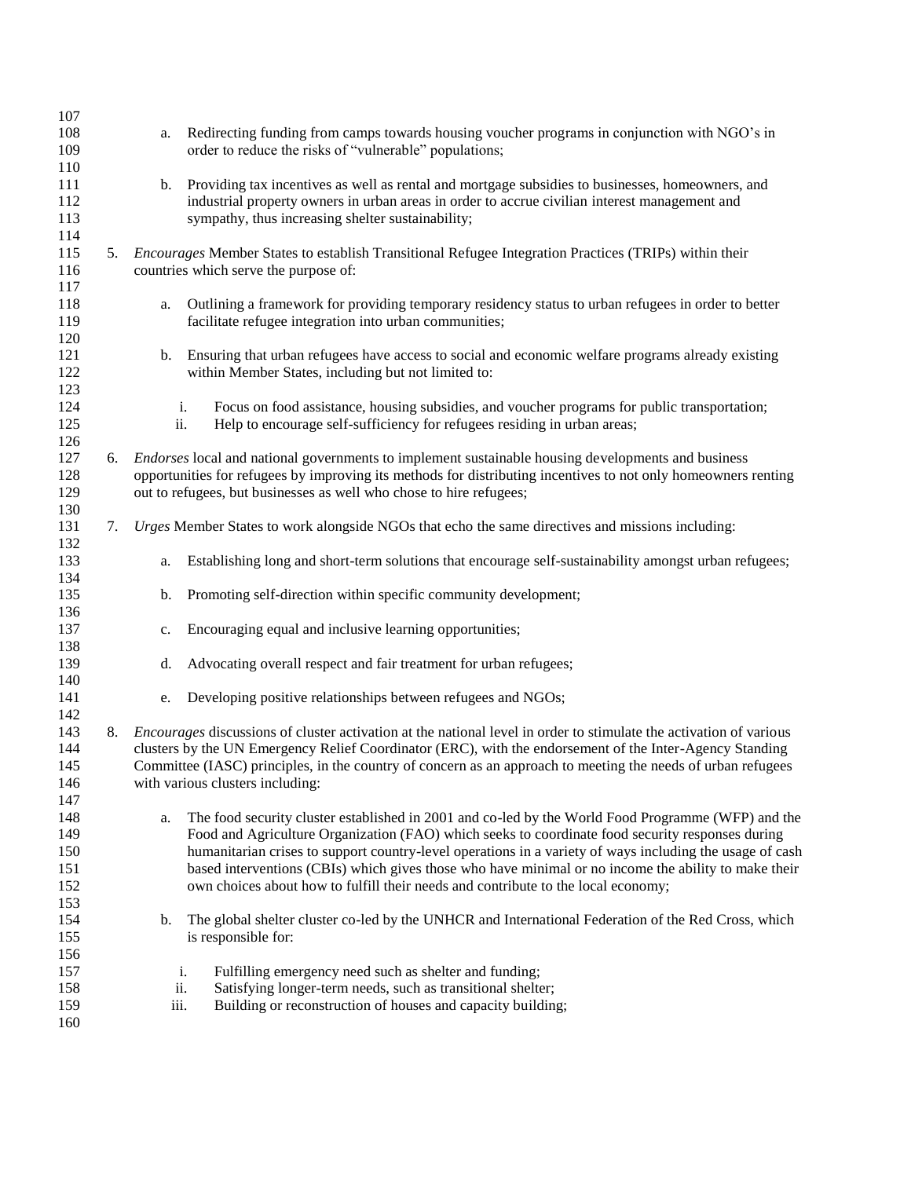a. Redirecting funding from camps towards housing voucher programs in conjunction with NGO's in order to reduce the risks of "vulnerable" populations;

b. Providing tax incentives as well as rental and mortgage subsidies to businesses, homeowners, and industrial property owners in urban areas in order to accrue civilian interest management and sympathy, thus increasing shelter sustainability;

5. *Encourages* Member States to establish Transitional Refugee Integration Practices (TRIPs) within their countries which serve the purpose of:

    a. Outlining a framework for providing temporary residency status to urban refugees in order to better facilitate refugee integration into urban communities;

    b. Ensuring that urban refugees have access to social and economic welfare programs already existing within Member States, including but not limited to:

        i. Focus on food assistance, housing subsidies, and voucher programs for public transportation;
        ii. Help to encourage self-sufficiency for refugees residing in urban areas;

6. *Endorses* local and national governments to implement sustainable housing developments and business opportunities for refugees by improving its methods for distributing incentives to not only homeowners renting out to refugees, but businesses as well who chose to hire refugees;

7. *Urges* Member States to work alongside NGOs that echo the same directives and missions including:

    a. Establishing long and short-term solutions that encourage self-sustainability amongst urban refugees;

    b. Promoting self-direction within specific community development;

    c. Encouraging equal and inclusive learning opportunities;

    d. Advocating overall respect and fair treatment for urban refugees;

    e. Developing positive relationships between refugees and NGOs;

8. *Encourages* discussions of cluster activation at the national level in order to stimulate the activation of various clusters by the UN Emergency Relief Coordinator (ERC), with the endorsement of the Inter-Agency Standing Committee (IASC) principles, in the country of concern as an approach to meeting the needs of urban refugees with various clusters including:

    a. The food security cluster established in 2001 and co-led by the World Food Programme (WFP) and the Food and Agriculture Organization (FAO) which seeks to coordinate food security responses during humanitarian crises to support country-level operations in a variety of ways including the usage of cash based interventions (CBIs) which gives those who have minimal or no income the ability to make their own choices about how to fulfill their needs and contribute to the local economy;

    b. The global shelter cluster co-led by the UNHCR and International Federation of the Red Cross, which is responsible for:

        i. Fulfilling emergency need such as shelter and funding;
        ii. Satisfying longer-term needs, such as transitional shelter;
        iii. Building or reconstruction of houses and capacity building;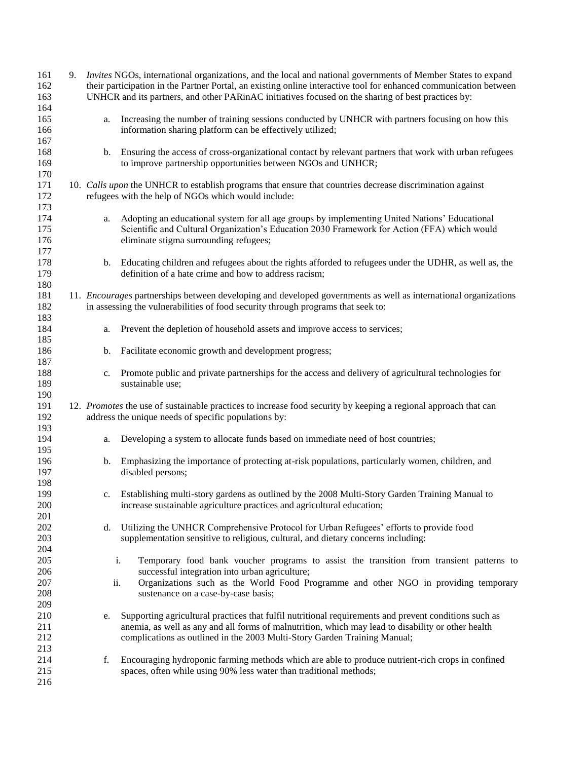9. *Invites* NGOs, international organizations, and the local and national governments of Member States to expand their participation in the Partner Portal, an existing online interactive tool for enhanced communication between UNHCR and its partners, and other PARinAC initiatives focused on the sharing of best practices by:

    a. Increasing the number of training sessions conducted by UNHCR with partners focusing on how this information sharing platform can be effectively utilized;

    b. Ensuring the access of cross-organizational contact by relevant partners that work with urban refugees to improve partnership opportunities between NGOs and UNHCR;

10. *Calls upon* the UNHCR to establish programs that ensure that countries decrease discrimination against refugees with the help of NGOs which would include:

    a. Adopting an educational system for all age groups by implementing United Nations' Educational Scientific and Cultural Organization's Education 2030 Framework for Action (FFA) which would eliminate stigma surrounding refugees;

    b. Educating children and refugees about the rights afforded to refugees under the UDHR, as well as, the definition of a hate crime and how to address racism;

11. *Encourages* partnerships between developing and developed governments as well as international organizations in assessing the vulnerabilities of food security through programs that seek to:

    a. Prevent the depletion of household assets and improve access to services;

    b. Facilitate economic growth and development progress;

    c. Promote public and private partnerships for the access and delivery of agricultural technologies for sustainable use;

12. *Promotes* the use of sustainable practices to increase food security by keeping a regional approach that can address the unique needs of specific populations by:

    a. Developing a system to allocate funds based on immediate need of host countries;

    b. Emphasizing the importance of protecting at-risk populations, particularly women, children, and disabled persons;

    c. Establishing multi-story gardens as outlined by the 2008 Multi-Story Garden Training Manual to increase sustainable agriculture practices and agricultural education;

    d. Utilizing the UNHCR Comprehensive Protocol for Urban Refugees' efforts to provide food supplementation sensitive to religious, cultural, and dietary concerns including:

        i. Temporary food bank voucher programs to assist the transition from transient patterns to successful integration into urban agriculture;
        ii. Organizations such as the World Food Programme and other NGO in providing temporary sustenance on a case-by-case basis;

    e. Supporting agricultural practices that fulfil nutritional requirements and prevent conditions such as anemia, as well as any and all forms of malnutrition, which may lead to disability or other health complications as outlined in the 2003 Multi-Story Garden Training Manual;

    f. Encouraging hydroponic farming methods which are able to produce nutrient-rich crops in confined spaces, often while using 90% less water than traditional methods;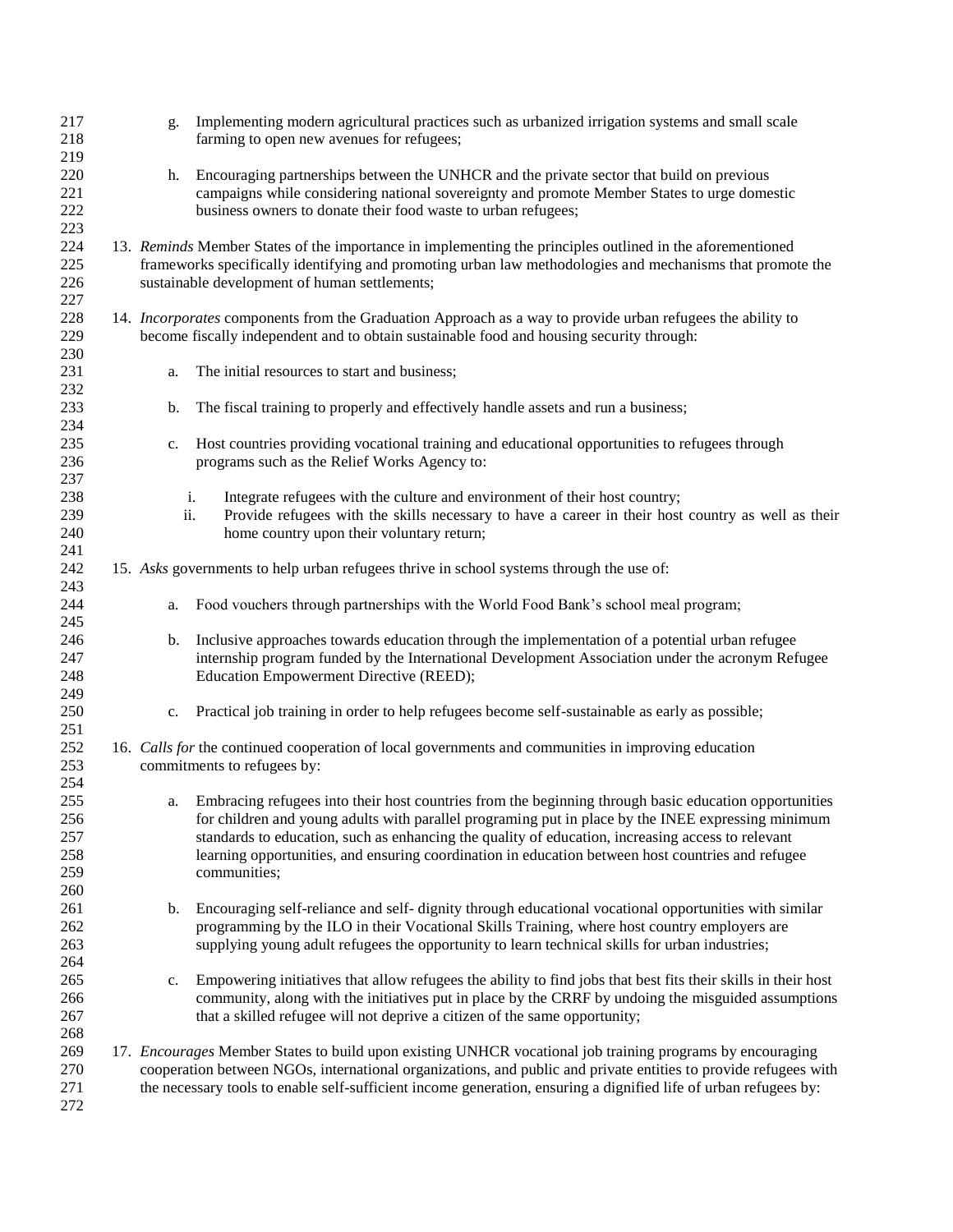g. Implementing modern agricultural practices such as urbanized irrigation systems and small scale farming to open new avenues for refugees;

h. Encouraging partnerships between the UNHCR and the private sector that build on previous campaigns while considering national sovereignty and promote Member States to urge domestic business owners to donate their food waste to urban refugees;

13. *Reminds* Member States of the importance in implementing the principles outlined in the aforementioned frameworks specifically identifying and promoting urban law methodologies and mechanisms that promote the sustainable development of human settlements;

14. *Incorporates* components from the Graduation Approach as a way to provide urban refugees the ability to become fiscally independent and to obtain sustainable food and housing security through:

 a. The initial resources to start and business;

 b. The fiscal training to properly and effectively handle assets and run a business;

 c. Host countries providing vocational training and educational opportunities to refugees through programs such as the Relief Works Agency to:

  i. Integrate refugees with the culture and environment of their host country;
  ii. Provide refugees with the skills necessary to have a career in their host country as well as their home country upon their voluntary return;

15. *Asks* governments to help urban refugees thrive in school systems through the use of:

 a. Food vouchers through partnerships with the World Food Bank's school meal program;

 b. Inclusive approaches towards education through the implementation of a potential urban refugee internship program funded by the International Development Association under the acronym Refugee Education Empowerment Directive (REED);

 c. Practical job training in order to help refugees become self-sustainable as early as possible;

16. *Calls for* the continued cooperation of local governments and communities in improving education commitments to refugees by:

 a. Embracing refugees into their host countries from the beginning through basic education opportunities for children and young adults with parallel programing put in place by the INEE expressing minimum standards to education, such as enhancing the quality of education, increasing access to relevant learning opportunities, and ensuring coordination in education between host countries and refugee communities;

 b. Encouraging self-reliance and self- dignity through educational vocational opportunities with similar programming by the ILO in their Vocational Skills Training, where host country employers are supplying young adult refugees the opportunity to learn technical skills for urban industries;

 c. Empowering initiatives that allow refugees the ability to find jobs that best fits their skills in their host community, along with the initiatives put in place by the CRRF by undoing the misguided assumptions that a skilled refugee will not deprive a citizen of the same opportunity;

17. *Encourages* Member States to build upon existing UNHCR vocational job training programs by encouraging cooperation between NGOs, international organizations, and public and private entities to provide refugees with the necessary tools to enable self-sufficient income generation, ensuring a dignified life of urban refugees by: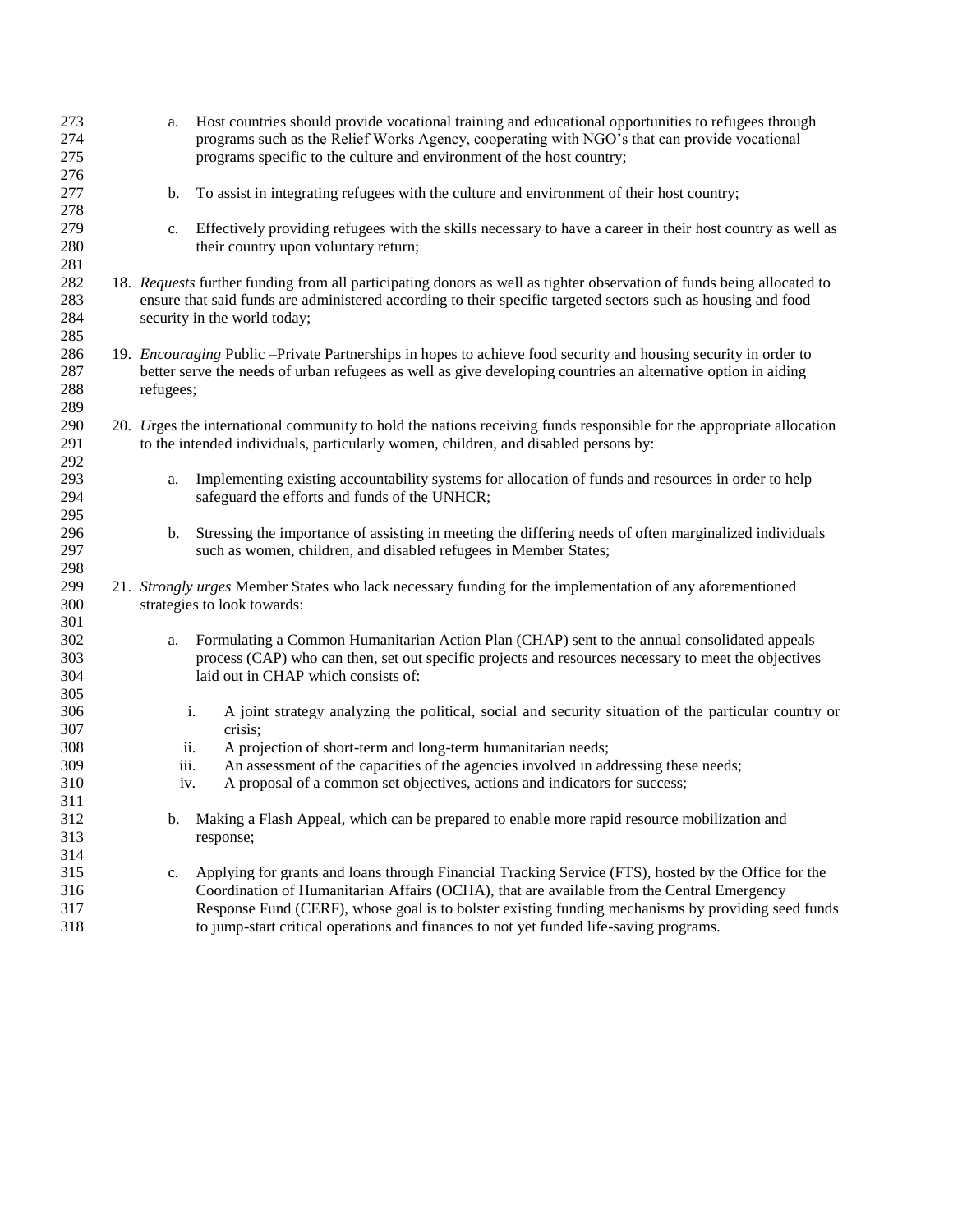a. Host countries should provide vocational training and educational opportunities to refugees through programs such as the Relief Works Agency, cooperating with NGO's that can provide vocational programs specific to the culture and environment of the host country;

b. To assist in integrating refugees with the culture and environment of their host country;

c. Effectively providing refugees with the skills necessary to have a career in their host country as well as their country upon voluntary return;

18. *Requests* further funding from all participating donors as well as tighter observation of funds being allocated to ensure that said funds are administered according to their specific targeted sectors such as housing and food security in the world today;

19. *Encouraging* Public –Private Partnerships in hopes to achieve food security and housing security in order to better serve the needs of urban refugees as well as give developing countries an alternative option in aiding refugees;

20. *U*rges the international community to hold the nations receiving funds responsible for the appropriate allocation to the intended individuals, particularly women, children, and disabled persons by:

    a. Implementing existing accountability systems for allocation of funds and resources in order to help safeguard the efforts and funds of the UNHCR;

    b. Stressing the importance of assisting in meeting the differing needs of often marginalized individuals such as women, children, and disabled refugees in Member States;

21. *Strongly urges* Member States who lack necessary funding for the implementation of any aforementioned strategies to look towards:

    a. Formulating a Common Humanitarian Action Plan (CHAP) sent to the annual consolidated appeals process (CAP) who can then, set out specific projects and resources necessary to meet the objectives laid out in CHAP which consists of:

        i. A joint strategy analyzing the political, social and security situation of the particular country or crisis;
        ii. A projection of short-term and long-term humanitarian needs;
        iii. An assessment of the capacities of the agencies involved in addressing these needs;
        iv. A proposal of a common set objectives, actions and indicators for success;

    b. Making a Flash Appeal, which can be prepared to enable more rapid resource mobilization and response;

    c. Applying for grants and loans through Financial Tracking Service (FTS), hosted by the Office for the Coordination of Humanitarian Affairs (OCHA), that are available from the Central Emergency Response Fund (CERF), whose goal is to bolster existing funding mechanisms by providing seed funds to jump-start critical operations and finances to not yet funded life-saving programs.